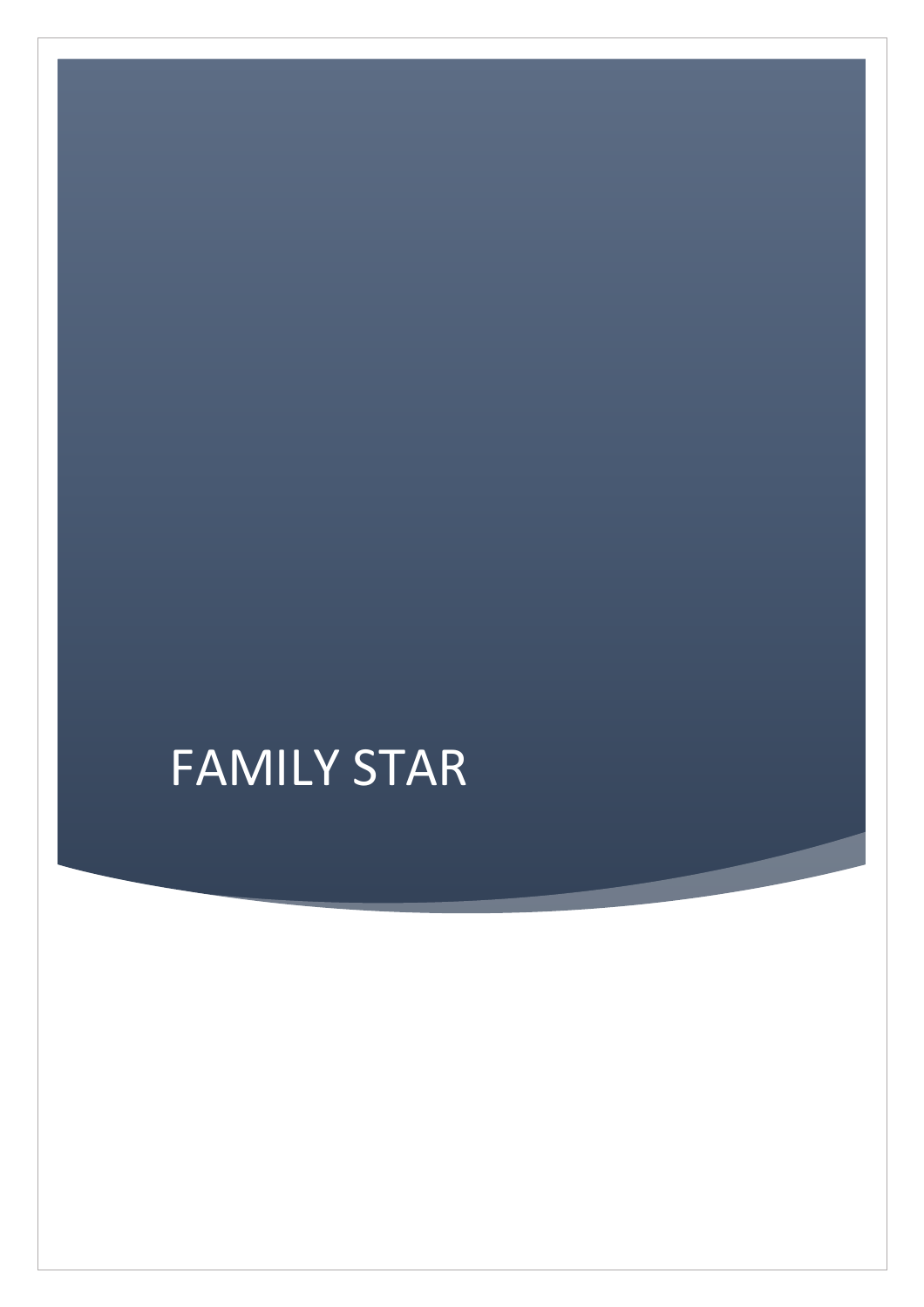# FAMILY STAR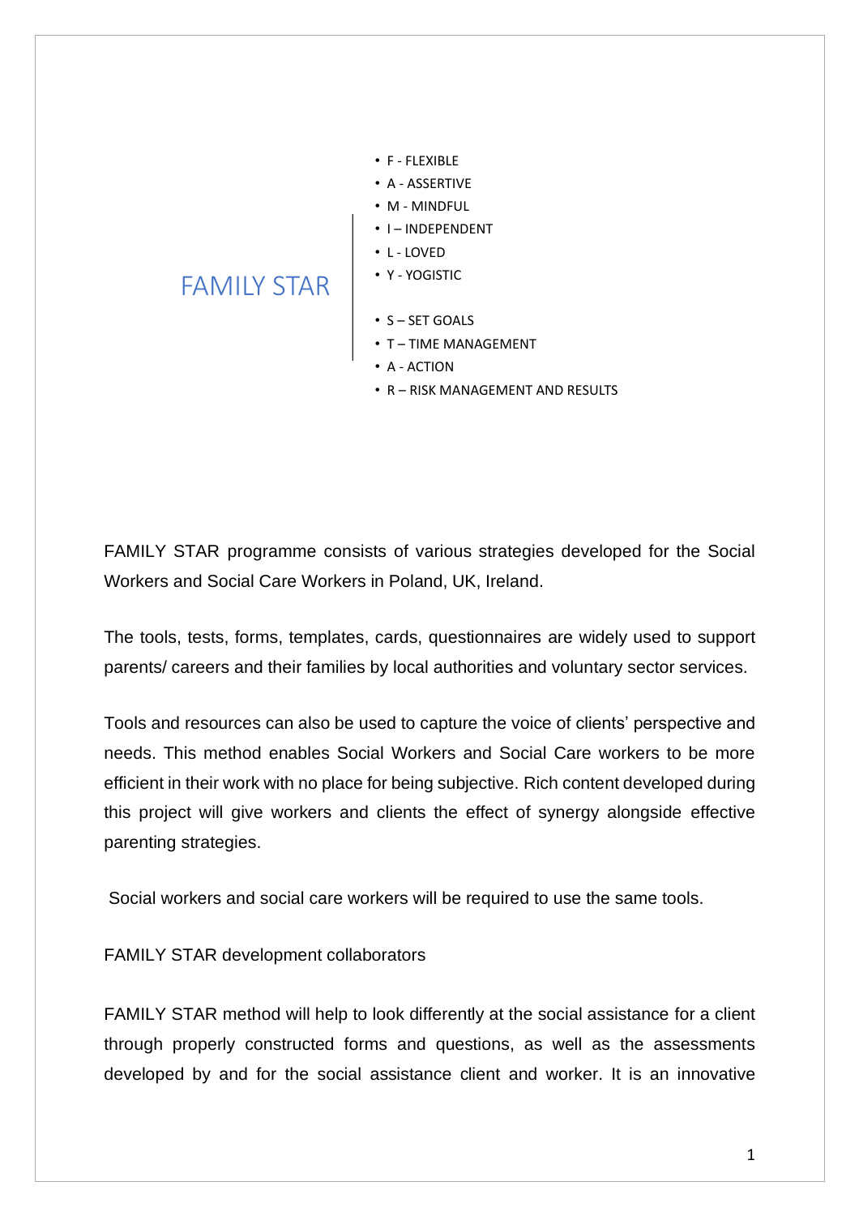# FAMILY STAR

- F - FLEXIBLE
- A - ASSERTIVE
- M - MINDFUL
- I – INDEPENDENT
- L - LOVED
- Y - YOGISTIC

- S – SET GOALS
- T – TIME MANAGEMENT
- A - ACTION
- R – RISK MANAGEMENT AND RESULTS

FAMILY STAR programme consists of various strategies developed for the Social Workers and Social Care Workers in Poland, UK, Ireland.

The tools, tests, forms, templates, cards, questionnaires are widely used to support parents/ careers and their families by local authorities and voluntary sector services.

Tools and resources can also be used to capture the voice of clients' perspective and needs. This method enables Social Workers and Social Care workers to be more efficient in their work with no place for being subjective. Rich content developed during this project will give workers and clients the effect of synergy alongside effective parenting strategies.

Social workers and social care workers will be required to use the same tools.

FAMILY STAR development collaborators

FAMILY STAR method will help to look differently at the social assistance for a client through properly constructed forms and questions, as well as the assessments developed by and for the social assistance client and worker. It is an innovative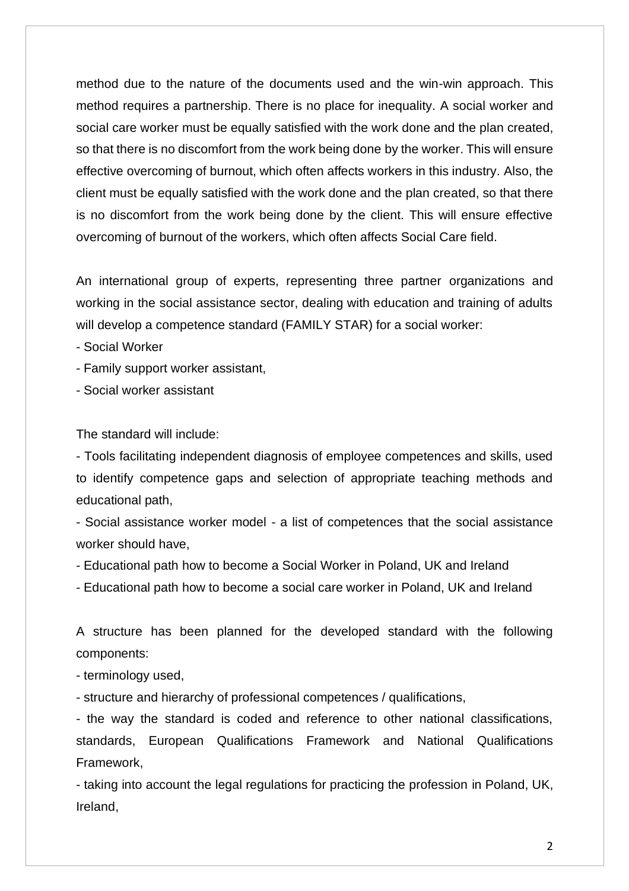method due to the nature of the documents used and the win-win approach. This method requires a partnership. There is no place for inequality. A social worker and social care worker must be equally satisfied with the work done and the plan created, so that there is no discomfort from the work being done by the worker. This will ensure effective overcoming of burnout, which often affects workers in this industry. Also, the client must be equally satisfied with the work done and the plan created, so that there is no discomfort from the work being done by the client. This will ensure effective overcoming of burnout of the workers, which often affects Social Care field.

An international group of experts, representing three partner organizations and working in the social assistance sector, dealing with education and training of adults will develop a competence standard (FAMILY STAR) for a social worker:

- Social Worker
- Family support worker assistant,
- Social worker assistant

The standard will include:

- Tools facilitating independent diagnosis of employee competences and skills, used to identify competence gaps and selection of appropriate teaching methods and educational path,
- Social assistance worker model - a list of competences that the social assistance worker should have,
- Educational path how to become a Social Worker in Poland, UK and Ireland
- Educational path how to become a social care worker in Poland, UK and Ireland

A structure has been planned for the developed standard with the following components:

- terminology used,
- structure and hierarchy of professional competences / qualifications,
- the way the standard is coded and reference to other national classifications, standards, European Qualifications Framework and National Qualifications Framework,
- taking into account the legal regulations for practicing the profession in Poland, UK, Ireland,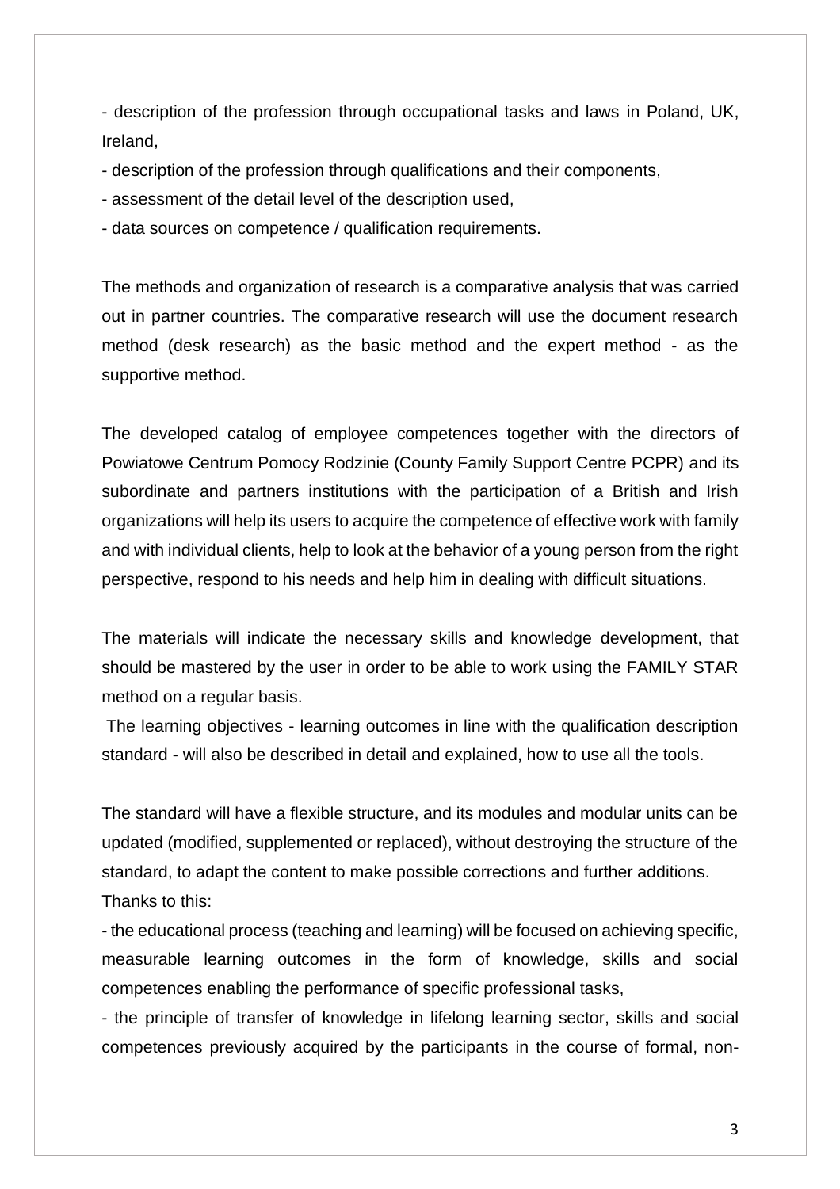- description of the profession through occupational tasks and laws in Poland, UK, Ireland,
- description of the profession through qualifications and their components,
- assessment of the detail level of the description used,
- data sources on competence / qualification requirements.

The methods and organization of research is a comparative analysis that was carried out in partner countries. The comparative research will use the document research method (desk research) as the basic method and the expert method - as the supportive method.

The developed catalog of employee competences together with the directors of Powiatowe Centrum Pomocy Rodzinie (County Family Support Centre PCPR) and its subordinate and partners institutions with the participation of a British and Irish organizations will help its users to acquire the competence of effective work with family and with individual clients, help to look at the behavior of a young person from the right perspective, respond to his needs and help him in dealing with difficult situations.

The materials will indicate the necessary skills and knowledge development, that should be mastered by the user in order to be able to work using the FAMILY STAR method on a regular basis.

The learning objectives - learning outcomes in line with the qualification description standard - will also be described in detail and explained, how to use all the tools.

The standard will have a flexible structure, and its modules and modular units can be updated (modified, supplemented or replaced), without destroying the structure of the standard, to adapt the content to make possible corrections and further additions.
Thanks to this:

- the educational process (teaching and learning) will be focused on achieving specific, measurable learning outcomes in the form of knowledge, skills and social competences enabling the performance of specific professional tasks,
- the principle of transfer of knowledge in lifelong learning sector, skills and social competences previously acquired by the participants in the course of formal, non-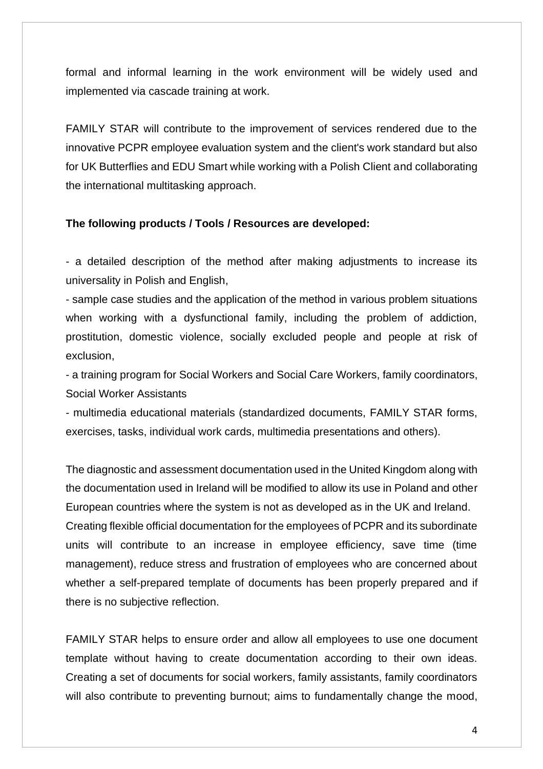formal and informal learning in the work environment will be widely used and implemented via cascade training at work.

FAMILY STAR will contribute to the improvement of services rendered due to the innovative PCPR employee evaluation system and the client's work standard but also for UK Butterflies and EDU Smart while working with a Polish Client and collaborating the international multitasking approach.

**The following products / Tools / Resources are developed:**

- a detailed description of the method after making adjustments to increase its universality in Polish and English,
- sample case studies and the application of the method in various problem situations when working with a dysfunctional family, including the problem of addiction, prostitution, domestic violence, socially excluded people and people at risk of exclusion,
- a training program for Social Workers and Social Care Workers, family coordinators, Social Worker Assistants
- multimedia educational materials (standardized documents, FAMILY STAR forms, exercises, tasks, individual work cards, multimedia presentations and others).

The diagnostic and assessment documentation used in the United Kingdom along with the documentation used in Ireland will be modified to allow its use in Poland and other European countries where the system is not as developed as in the UK and Ireland. Creating flexible official documentation for the employees of PCPR and its subordinate units will contribute to an increase in employee efficiency, save time (time management), reduce stress and frustration of employees who are concerned about whether a self-prepared template of documents has been properly prepared and if there is no subjective reflection.

FAMILY STAR helps to ensure order and allow all employees to use one document template without having to create documentation according to their own ideas. Creating a set of documents for social workers, family assistants, family coordinators will also contribute to preventing burnout; aims to fundamentally change the mood,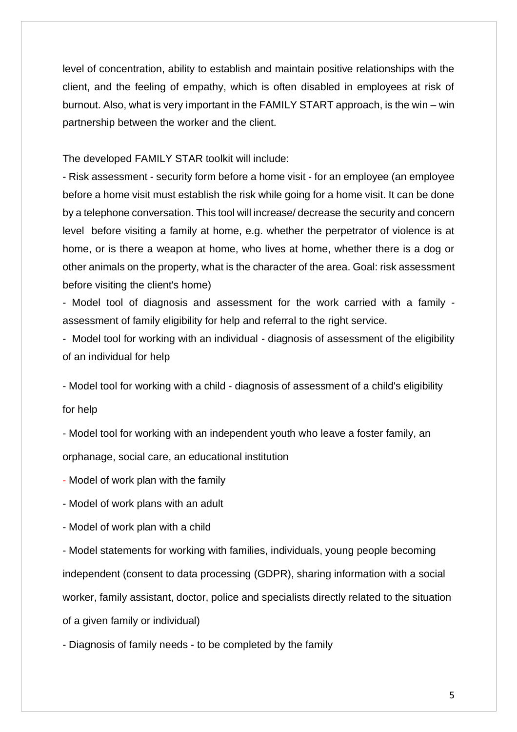level of concentration, ability to establish and maintain positive relationships with the client, and the feeling of empathy, which is often disabled in employees at risk of burnout. Also, what is very important in the FAMILY START approach, is the win – win partnership between the worker and the client.

The developed FAMILY STAR toolkit will include:

- Risk assessment - security form before a home visit - for an employee (an employee before a home visit must establish the risk while going for a home visit. It can be done by a telephone conversation. This tool will increase/ decrease the security and concern level before visiting a family at home, e.g. whether the perpetrator of violence is at home, or is there a weapon at home, who lives at home, whether there is a dog or other animals on the property, what is the character of the area. Goal: risk assessment before visiting the client's home)
- Model tool of diagnosis and assessment for the work carried with a family - assessment of family eligibility for help and referral to the right service.
- Model tool for working with an individual - diagnosis of assessment of the eligibility of an individual for help
- Model tool for working with a child - diagnosis of assessment of a child's eligibility for help
- Model tool for working with an independent youth who leave a foster family, an orphanage, social care, an educational institution
- Model of work plan with the family
- Model of work plans with an adult
- Model of work plan with a child
- Model statements for working with families, individuals, young people becoming independent (consent to data processing (GDPR), sharing information with a social worker, family assistant, doctor, police and specialists directly related to the situation of a given family or individual)
- Diagnosis of family needs - to be completed by the family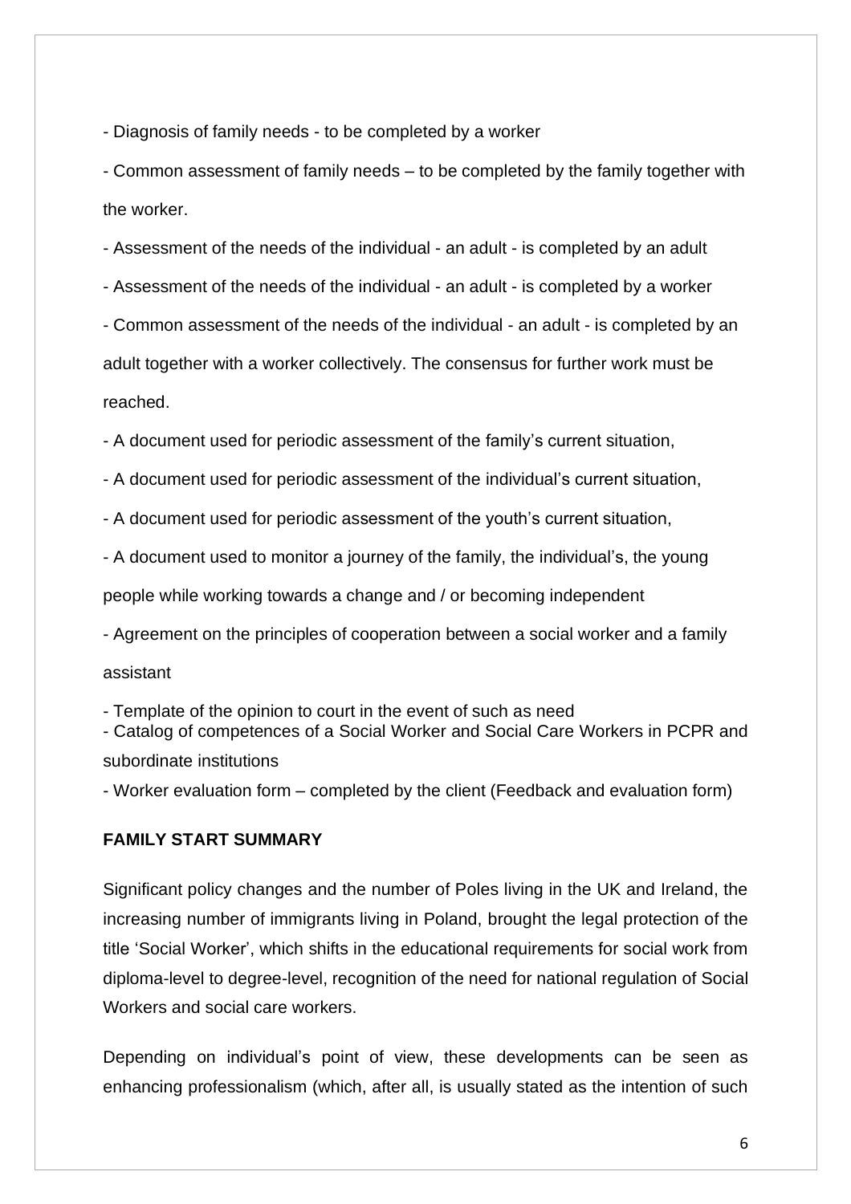- Diagnosis of family needs - to be completed by a worker

- Common assessment of family needs – to be completed by the family together with the worker.

- Assessment of the needs of the individual - an adult - is completed by an adult

- Assessment of the needs of the individual - an adult - is completed by a worker

- Common assessment of the needs of the individual - an adult - is completed by an adult together with a worker collectively. The consensus for further work must be reached.

- A document used for periodic assessment of the family's current situation,

- A document used for periodic assessment of the individual's current situation,

- A document used for periodic assessment of the youth's current situation,

- A document used to monitor a journey of the family, the individual's, the young people while working towards a change and / or becoming independent

- Agreement on the principles of cooperation between a social worker and a family assistant

- Template of the opinion to court in the event of such as need

- Catalog of competences of a Social Worker and Social Care Workers in PCPR and subordinate institutions

- Worker evaluation form – completed by the client (Feedback and evaluation form)

**FAMILY START SUMMARY**

Significant policy changes and the number of Poles living in the UK and Ireland, the increasing number of immigrants living in Poland, brought the legal protection of the title 'Social Worker', which shifts in the educational requirements for social work from diploma-level to degree-level, recognition of the need for national regulation of Social Workers and social care workers.

Depending on individual's point of view, these developments can be seen as enhancing professionalism (which, after all, is usually stated as the intention of such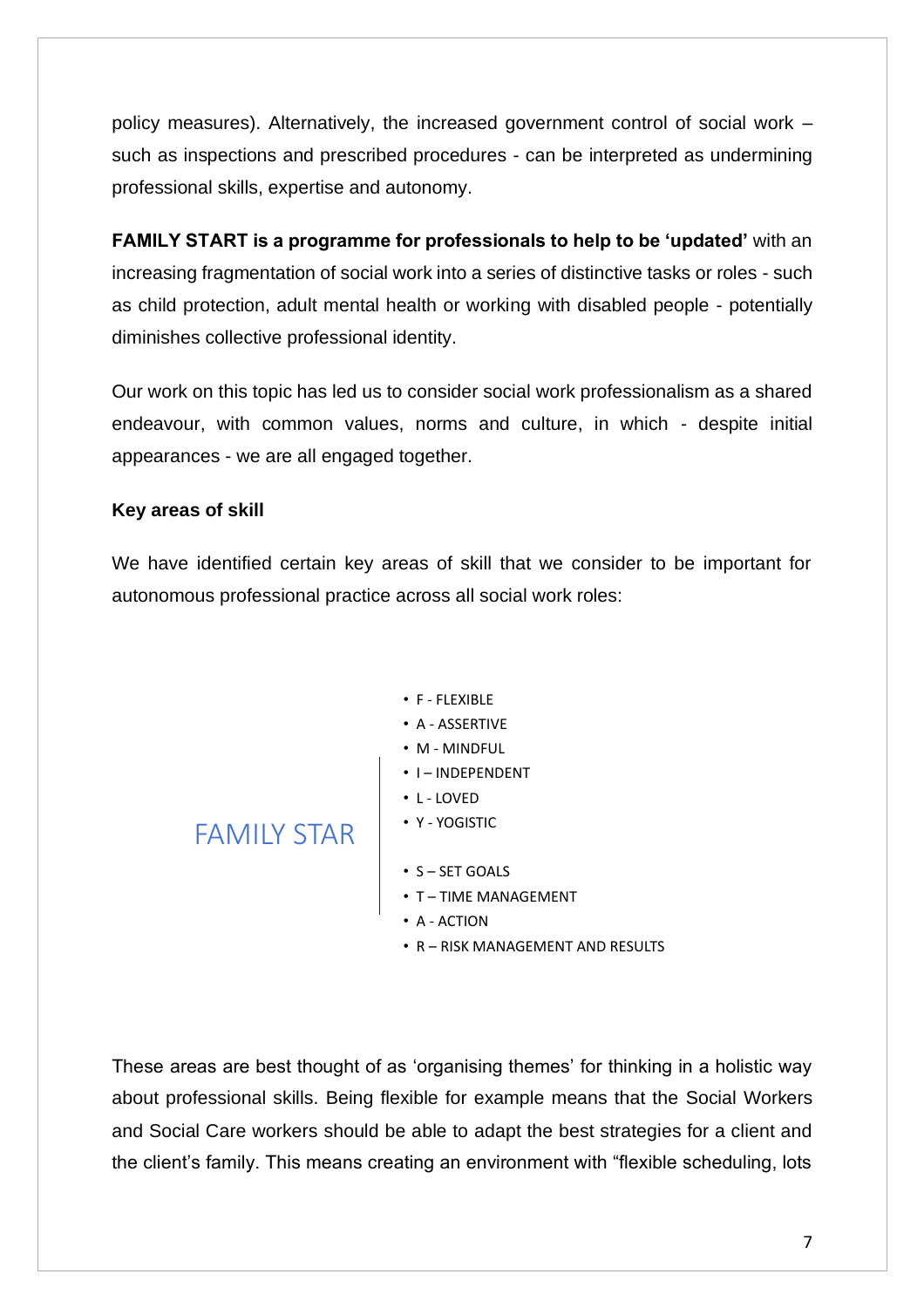policy measures). Alternatively, the increased government control of social work – such as inspections and prescribed procedures - can be interpreted as undermining professional skills, expertise and autonomy.

**FAMILY START is a programme for professionals to help to be 'updated'** with an increasing fragmentation of social work into a series of distinctive tasks or roles - such as child protection, adult mental health or working with disabled people - potentially diminishes collective professional identity.

Our work on this topic has led us to consider social work professionalism as a shared endeavour, with common values, norms and culture, in which - despite initial appearances - we are all engaged together.

**Key areas of skill**

We have identified certain key areas of skill that we consider to be important for autonomous professional practice across all social work roles:

FAMILY STAR

- F - FLEXIBLE
- A - ASSERTIVE
- M - MINDFUL
- I – INDEPENDENT
- L - LOVED
- Y - YOGISTIC

- S – SET GOALS
- T – TIME MANAGEMENT
- A - ACTION
- R – RISK MANAGEMENT AND RESULTS

These areas are best thought of as 'organising themes' for thinking in a holistic way about professional skills. Being flexible for example means that the Social Workers and Social Care workers should be able to adapt the best strategies for a client and the client's family. This means creating an environment with "flexible scheduling, lots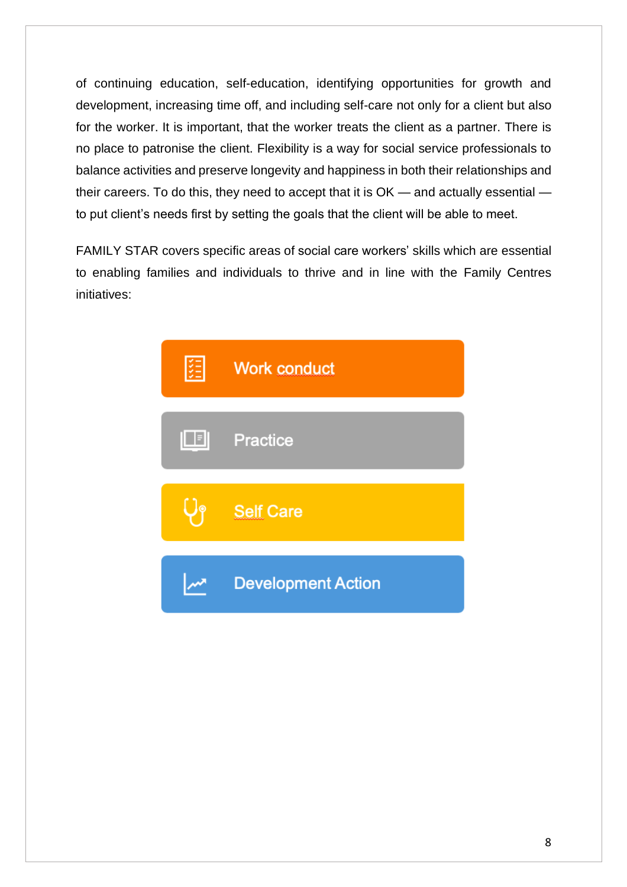of continuing education, self-education, identifying opportunities for growth and development, increasing time off, and including self-care not only for a client but also for the worker. It is important, that the worker treats the client as a partner. There is no place to patronise the client. Flexibility is a way for social service professionals to balance activities and preserve longevity and happiness in both their relationships and their careers. To do this, they need to accept that it is OK — and actually essential — to put client's needs first by setting the goals that the client will be able to meet.

FAMILY STAR covers specific areas of social care workers' skills which are essential to enabling families and individuals to thrive and in line with the Family Centres initiatives:

- Work conduct
- Practice
- Self Care
- Development Action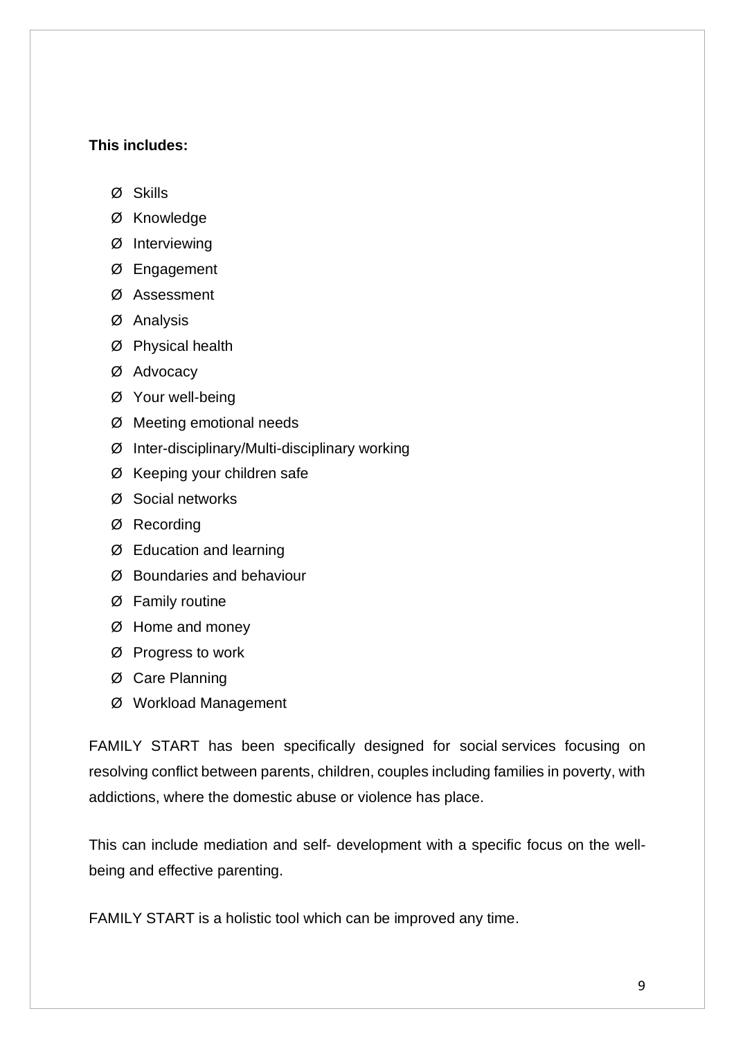**This includes:**

- Skills
- Knowledge
- Interviewing
- Engagement
- Assessment
- Analysis
- Physical health
- Advocacy
- Your well-being
- Meeting emotional needs
- Inter-disciplinary/Multi-disciplinary working
- Keeping your children safe
- Social networks
- Recording
- Education and learning
- Boundaries and behaviour
- Family routine
- Home and money
- Progress to work
- Care Planning
- Workload Management

FAMILY START has been specifically designed for social services focusing on resolving conflict between parents, children, couples including families in poverty, with addictions, where the domestic abuse or violence has place.

This can include mediation and self- development with a specific focus on the well-being and effective parenting.

FAMILY START is a holistic tool which can be improved any time.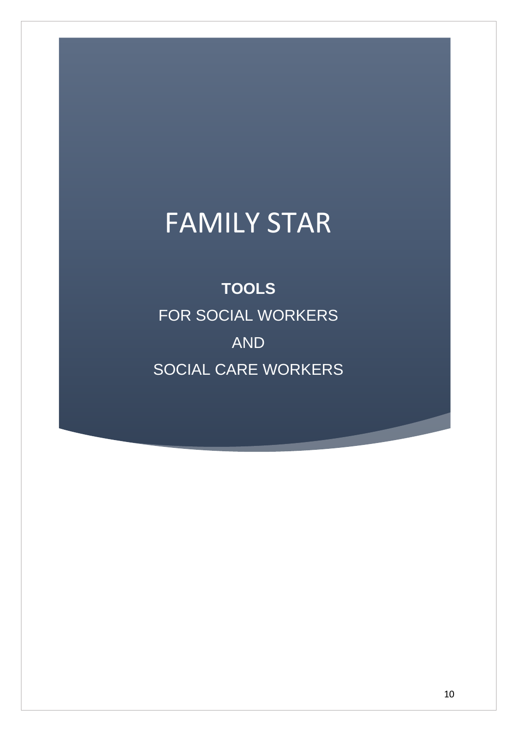# FAMILY STAR

**TOOLS**

FOR SOCIAL WORKERS

AND

SOCIAL CARE WORKERS